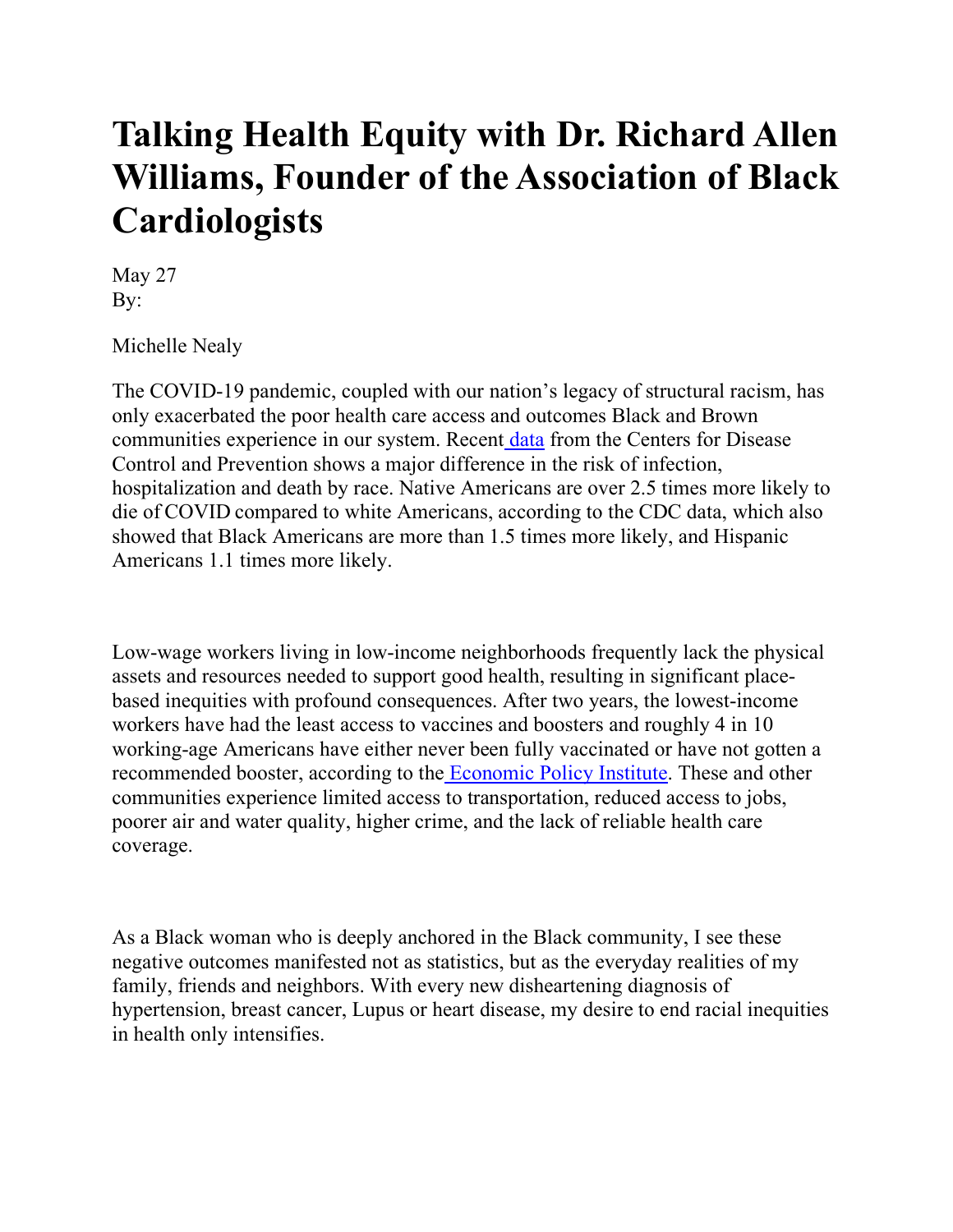# Talking Health Equity with Dr. Richard Allen Williams, Founder of the Association of Black Cardiologists

May 27
By:

Michelle Nealy

The COVID-19 pandemic, coupled with our nation's legacy of structural racism, has only exacerbated the poor health care access and outcomes Black and Brown communities experience in our system. Recent [data](#) from the Centers for Disease Control and Prevention shows a major difference in the risk of infection, hospitalization and death by race. Native Americans are over 2.5 times more likely to die of COVID compared to white Americans, according to the CDC data, which also showed that Black Americans are more than 1.5 times more likely, and Hispanic Americans 1.1 times more likely.

Low-wage workers living in low-income neighborhoods frequently lack the physical assets and resources needed to support good health, resulting in significant place-based inequities with profound consequences. After two years, the lowest-income workers have had the least access to vaccines and boosters and roughly 4 in 10 working-age Americans have either never been fully vaccinated or have not gotten a recommended booster, according to the [Economic Policy Institute](#). These and other communities experience limited access to transportation, reduced access to jobs, poorer air and water quality, higher crime, and the lack of reliable health care coverage.

As a Black woman who is deeply anchored in the Black community, I see these negative outcomes manifested not as statistics, but as the everyday realities of my family, friends and neighbors. With every new disheartening diagnosis of hypertension, breast cancer, Lupus or heart disease, my desire to end racial inequities in health only intensifies.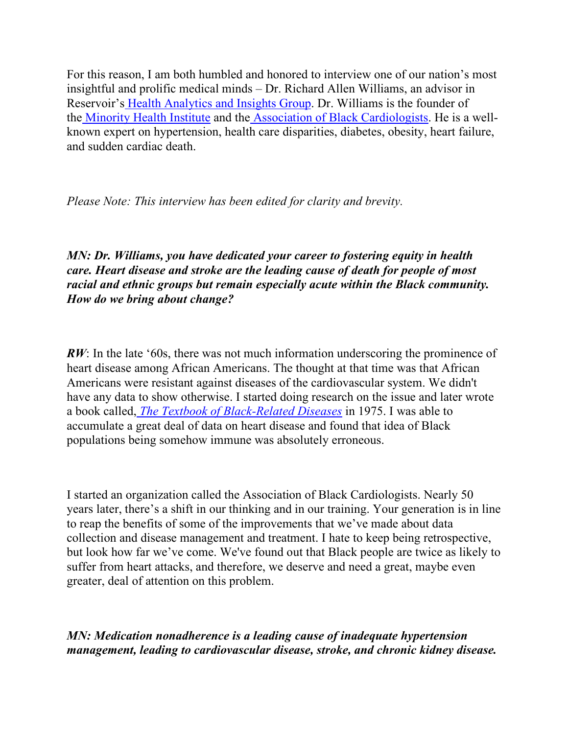For this reason, I am both humbled and honored to interview one of our nation's most insightful and prolific medical minds – Dr. Richard Allen Williams, an advisor in Reservoir's Health Analytics and Insights Group. Dr. Williams is the founder of the Minority Health Institute and the Association of Black Cardiologists. He is a well-known expert on hypertension, health care disparities, diabetes, obesity, heart failure, and sudden cardiac death.

*Please Note: This interview has been edited for clarity and brevity.*

***MN: Dr. Williams, you have dedicated your career to fostering equity in health care. Heart disease and stroke are the leading cause of death for people of most racial and ethnic groups but remain especially acute within the Black community. How do we bring about change?***

***RW***: In the late '60s, there was not much information underscoring the prominence of heart disease among African Americans. The thought at that time was that African Americans were resistant against diseases of the cardiovascular system. We didn't have any data to show otherwise. I started doing research on the issue and later wrote a book called, *The Textbook of Black-Related Diseases* in 1975. I was able to accumulate a great deal of data on heart disease and found that idea of Black populations being somehow immune was absolutely erroneous.

I started an organization called the Association of Black Cardiologists. Nearly 50 years later, there's a shift in our thinking and in our training. Your generation is in line to reap the benefits of some of the improvements that we've made about data collection and disease management and treatment. I hate to keep being retrospective, but look how far we've come. We've found out that Black people are twice as likely to suffer from heart attacks, and therefore, we deserve and need a great, maybe even greater, deal of attention on this problem.

***MN: Medication nonadherence is a leading cause of inadequate hypertension management, leading to cardiovascular disease, stroke, and chronic kidney disease.***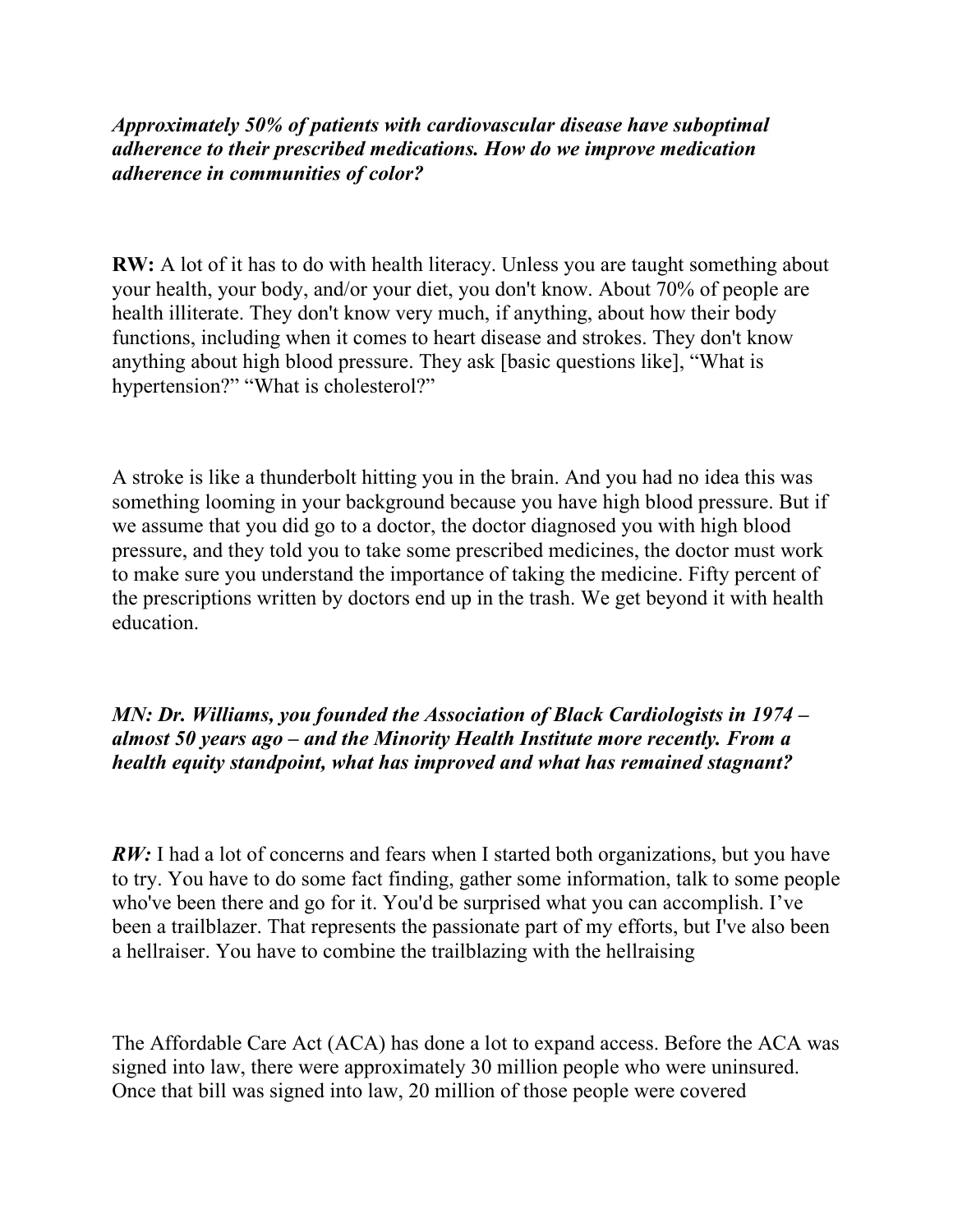***Approximately 50% of patients with cardiovascular disease have suboptimal adherence to their prescribed medications. How do we improve medication adherence in communities of color?***

**RW:** A lot of it has to do with health literacy. Unless you are taught something about your health, your body, and/or your diet, you don't know. About 70% of people are health illiterate. They don't know very much, if anything, about how their body functions, including when it comes to heart disease and strokes. They don't know anything about high blood pressure. They ask [basic questions like], "What is hypertension?" "What is cholesterol?"

A stroke is like a thunderbolt hitting you in the brain. And you had no idea this was something looming in your background because you have high blood pressure. But if we assume that you did go to a doctor, the doctor diagnosed you with high blood pressure, and they told you to take some prescribed medicines, the doctor must work to make sure you understand the importance of taking the medicine. Fifty percent of the prescriptions written by doctors end up in the trash. We get beyond it with health education.

***MN: Dr. Williams, you founded the Association of Black Cardiologists in 1974 – almost 50 years ago – and the Minority Health Institute more recently. From a health equity standpoint, what has improved and what has remained stagnant?***

***RW:*** I had a lot of concerns and fears when I started both organizations, but you have to try. You have to do some fact finding, gather some information, talk to some people who've been there and go for it. You'd be surprised what you can accomplish. I've been a trailblazer. That represents the passionate part of my efforts, but I've also been a hellraiser. You have to combine the trailblazing with the hellraising

The Affordable Care Act (ACA) has done a lot to expand access. Before the ACA was signed into law, there were approximately 30 million people who were uninsured. Once that bill was signed into law, 20 million of those people were covered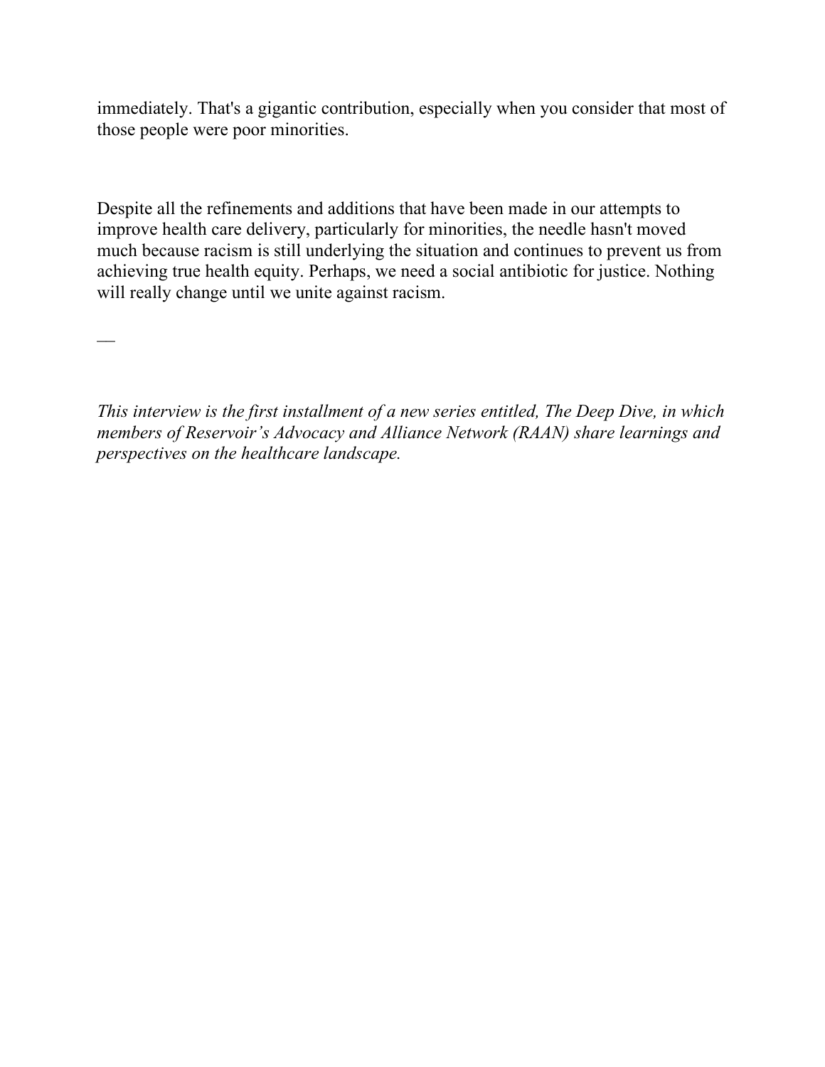immediately. That's a gigantic contribution, especially when you consider that most of those people were poor minorities.

Despite all the refinements and additions that have been made in our attempts to improve health care delivery, particularly for minorities, the needle hasn't moved much because racism is still underlying the situation and continues to prevent us from achieving true health equity. Perhaps, we need a social antibiotic for justice. Nothing will really change until we unite against racism.

—

*This interview is the first installment of a new series entitled, The Deep Dive, in which members of Reservoir's Advocacy and Alliance Network (RAAN) share learnings and perspectives on the healthcare landscape.*